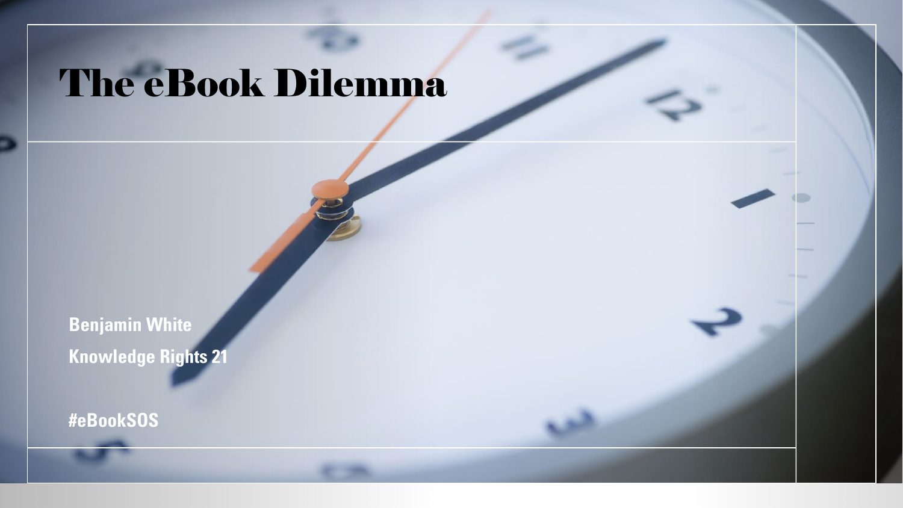# The eBook Dilemma

**Benjamin White**

**Knowledge Rights 21**

**#eBookSOS**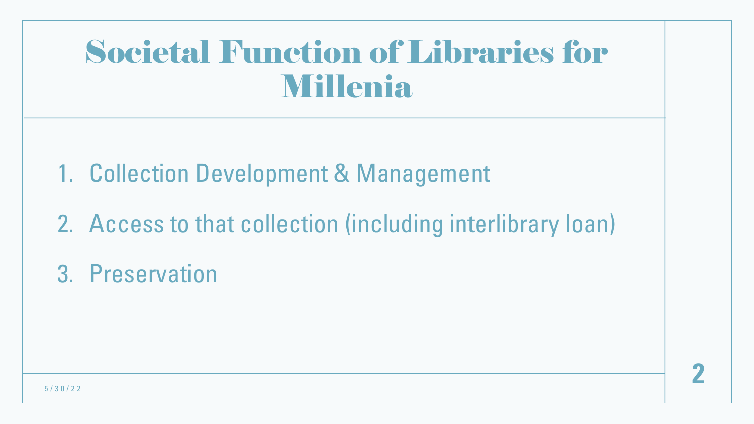# Societal Function of Libraries for Millenia

1. Collection Development & Management
2. Access to that collection (including interlibrary loan)
3. Preservation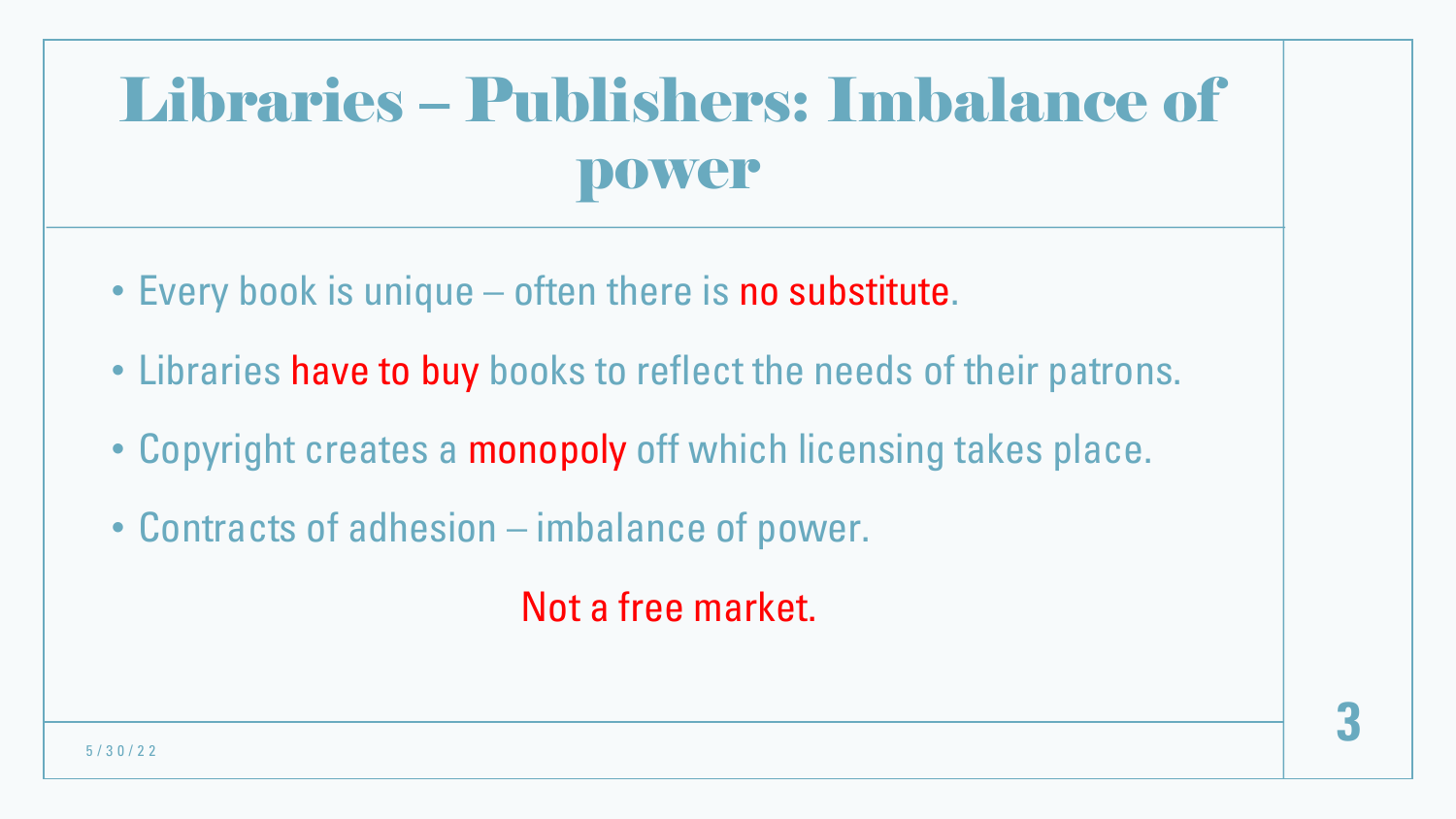# Libraries – Publishers: Imbalance of power

- Every book is unique – often there is no substitute.
- Libraries have to buy books to reflect the needs of their patrons.
- Copyright creates a monopoly off which licensing takes place.
- Contracts of adhesion – imbalance of power.

Not a free market.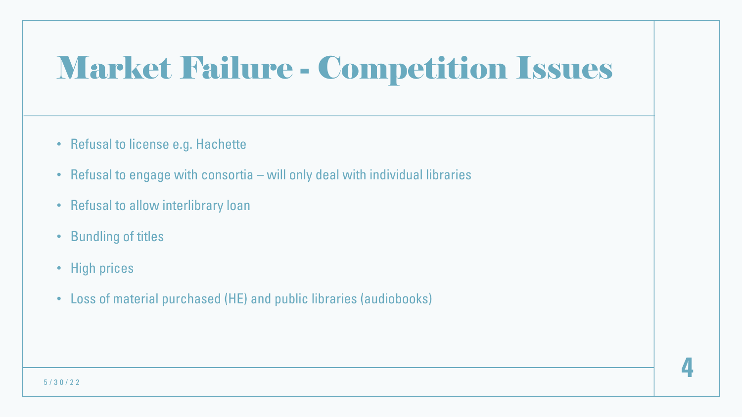# Market Failure - Competition Issues

- Refusal to license e.g. Hachette
- Refusal to engage with consortia – will only deal with individual libraries
- Refusal to allow interlibrary loan
- Bundling of titles
- High prices
- Loss of material purchased (HE) and public libraries (audiobooks)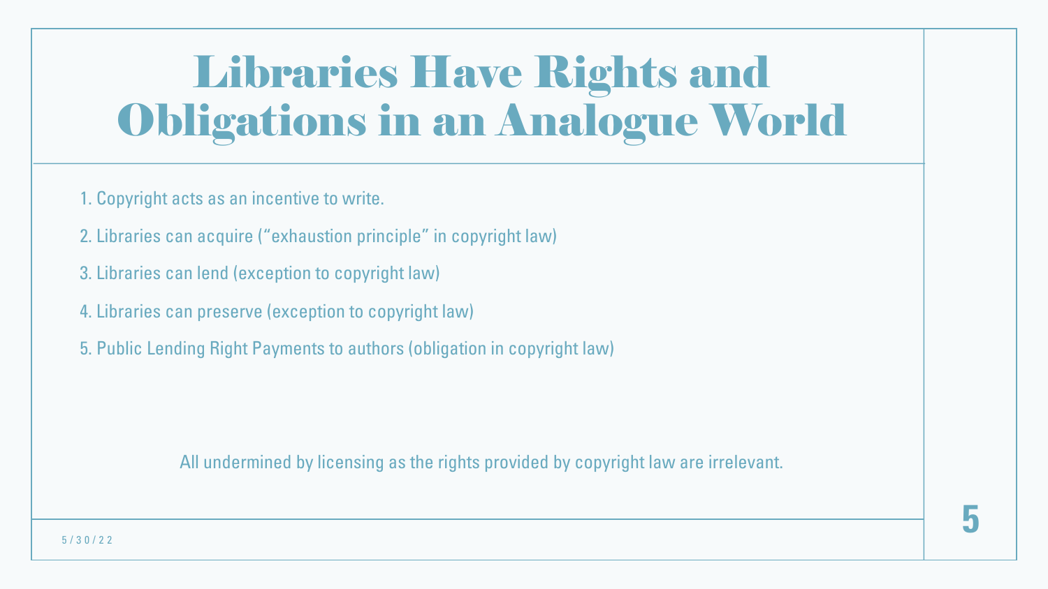# Libraries Have Rights and Obligations in an Analogue World

1. Copyright acts as an incentive to write.
2. Libraries can acquire (“exhaustion principle” in copyright law)
3. Libraries can lend (exception to copyright law)
4. Libraries can preserve (exception to copyright law)
5. Public Lending Right Payments to authors (obligation in copyright law)

All undermined by licensing as the rights provided by copyright law are irrelevant.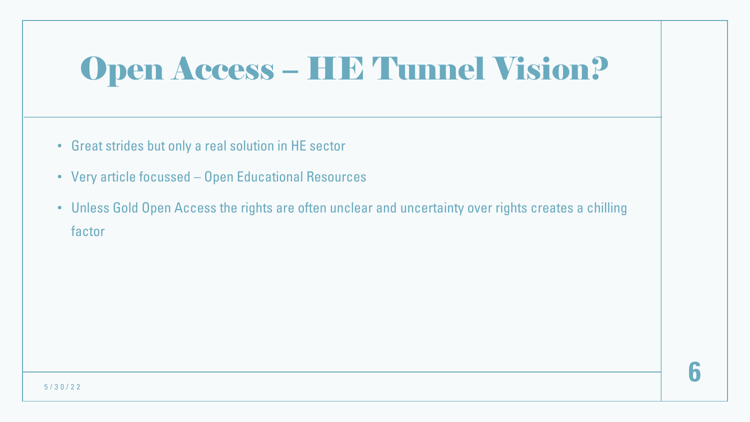# Open Access – HE Tunnel Vision?

- Great strides but only a real solution in HE sector
- Very article focussed – Open Educational Resources
- Unless Gold Open Access the rights are often unclear and uncertainty over rights creates a chilling factor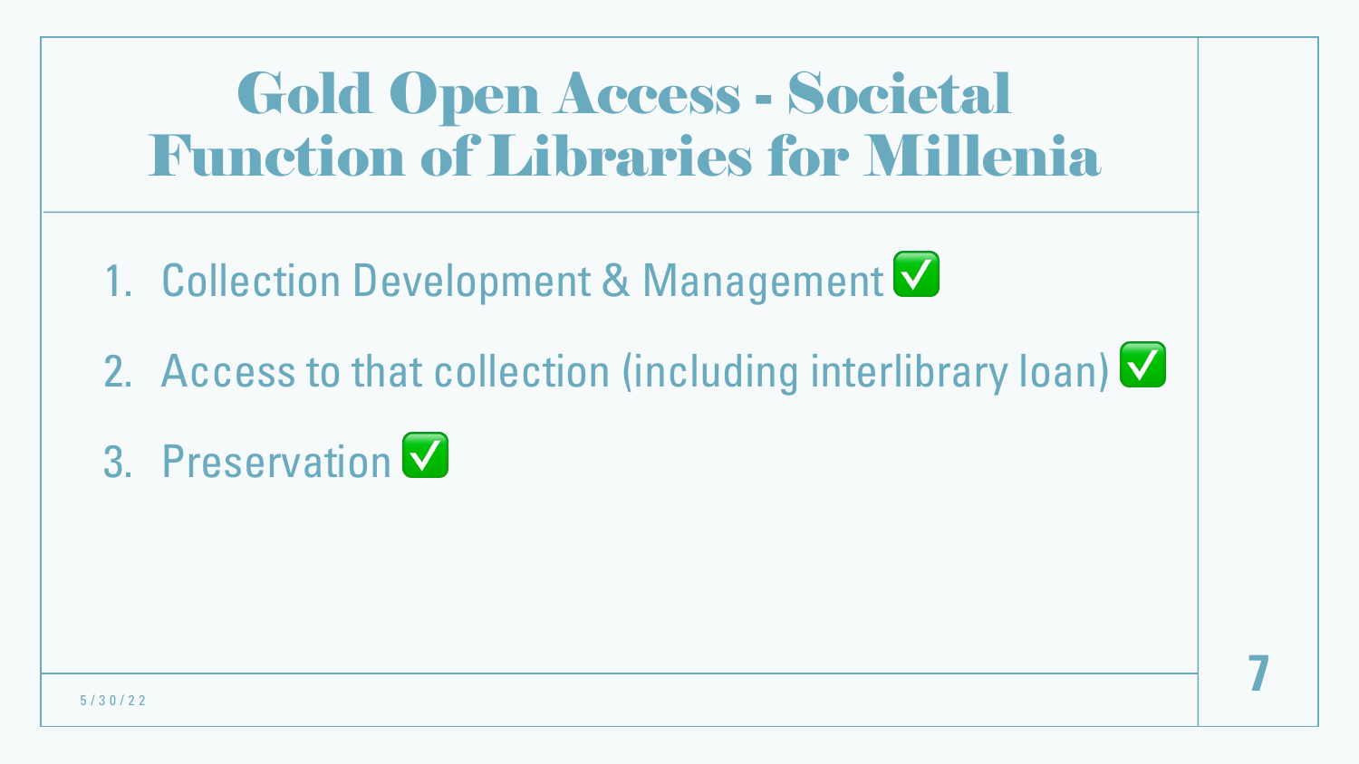# Gold Open Access - Societal Function of Libraries for Millenia

1. Collection Development & Management ✅
2. Access to that collection (including interlibrary loan) ✅
3. Preservation ✅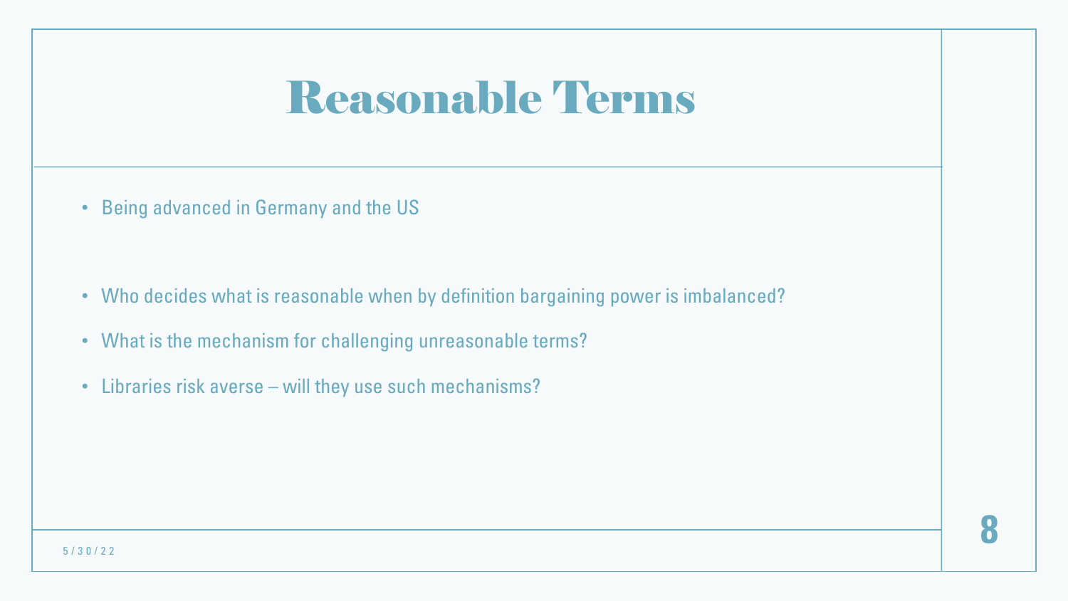# Reasonable Terms

- Being advanced in Germany and the US

- Who decides what is reasonable when by definition bargaining power is imbalanced?
- What is the mechanism for challenging unreasonable terms?
- Libraries risk averse – will they use such mechanisms?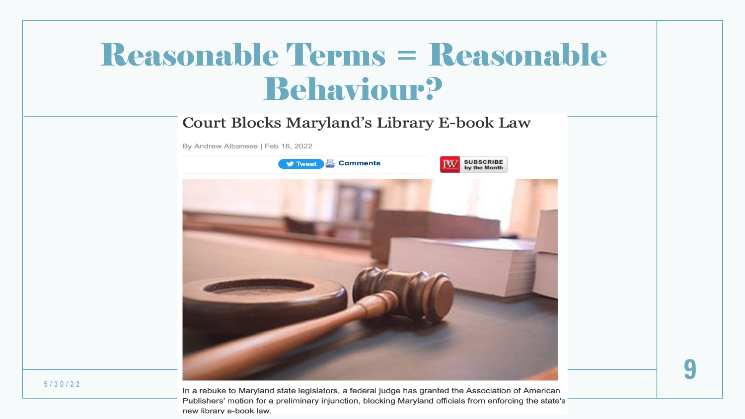# Reasonable Terms = Reasonable Behaviour?

## Court Blocks Maryland's Library E-book Law

By Andrew Albanese | Feb 16, 2022

Tweet Comments

SUBSCRIBE by the Month

In a rebuke to Maryland state legislators, a federal judge has granted the Association of American Publishers' motion for a preliminary injunction, blocking Maryland officials from enforcing the state's new library e-book law.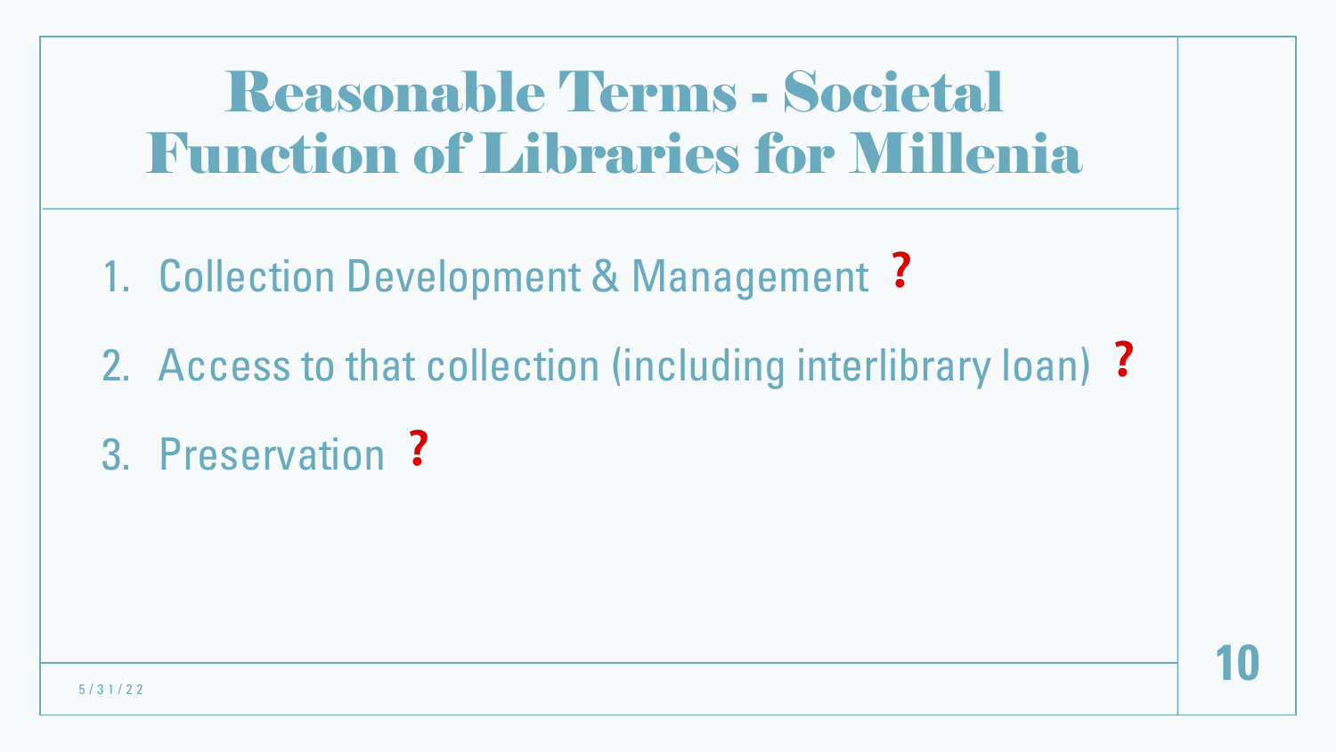# Reasonable Terms - Societal Function of Libraries for Millenia

1. Collection Development & Management ?
2. Access to that collection (including interlibrary loan) ?
3. Preservation ?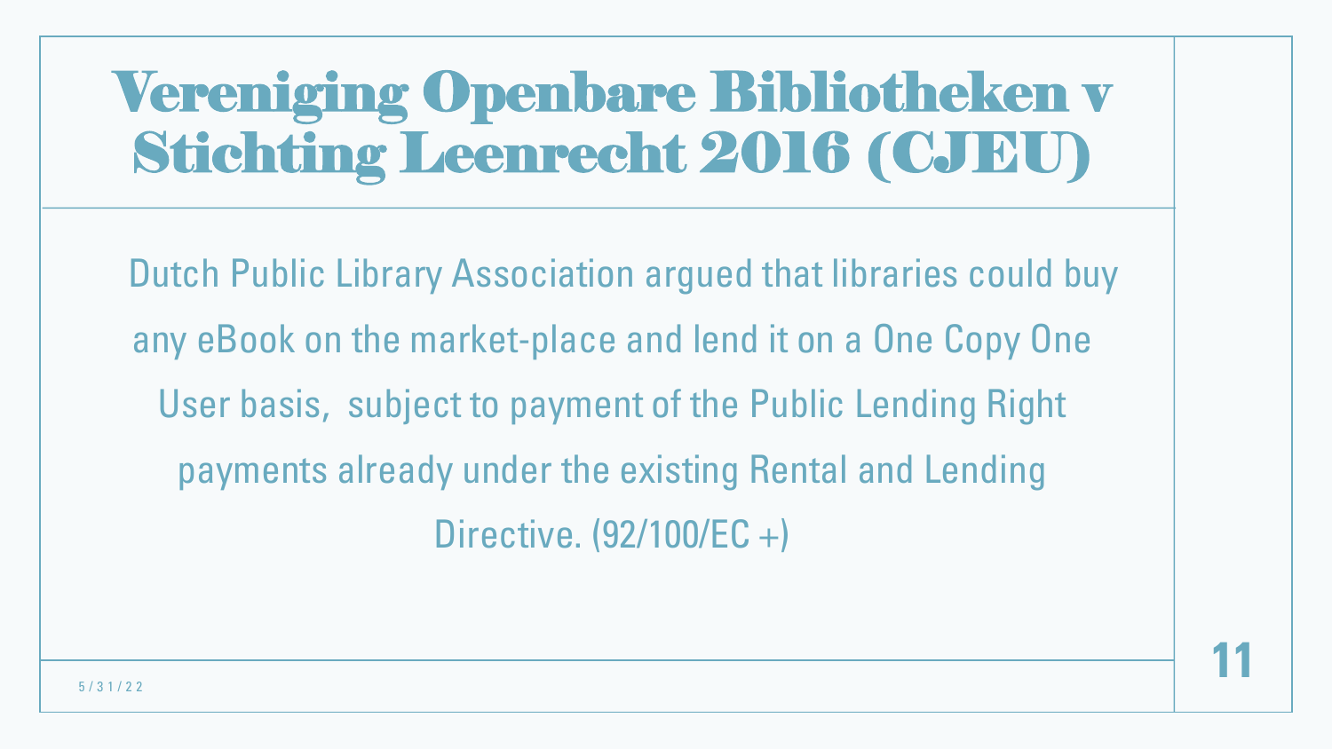# Vereniging Openbare Bibliotheken v Stichting Leenrecht 2016 (CJEU)

Dutch Public Library Association argued that libraries could buy any eBook on the market-place and lend it on a One Copy One User basis, subject to payment of the Public Lending Right payments already under the existing Rental and Lending Directive. (92/100/EC +)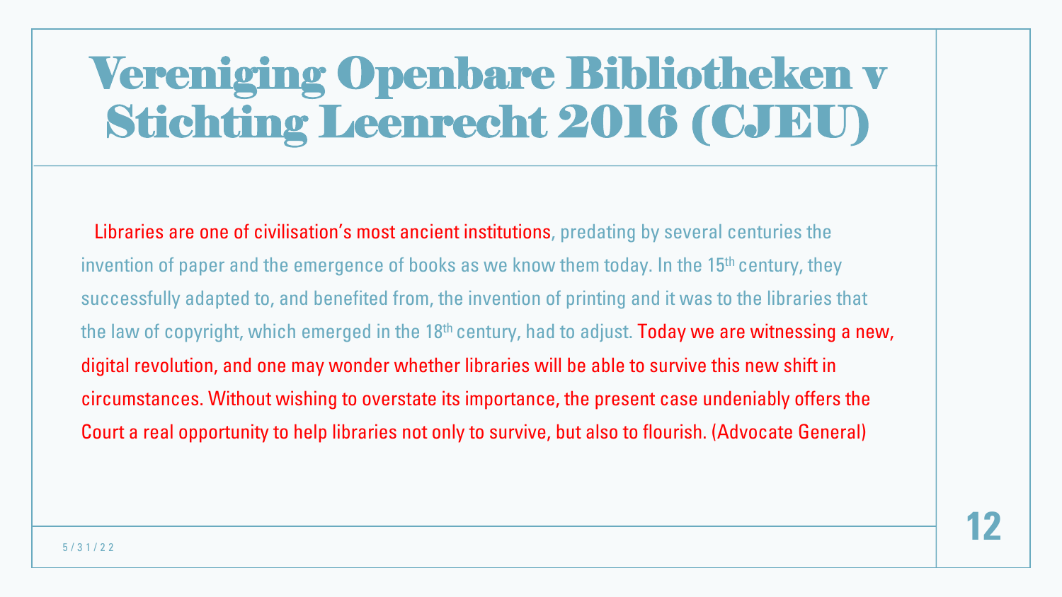# Vereniging Openbare Bibliotheken v Stichting Leenrecht 2016 (CJEU)

Libraries are one of civilisation's most ancient institutions, predating by several centuries the invention of paper and the emergence of books as we know them today. In the 15th century, they successfully adapted to, and benefited from, the invention of printing and it was to the libraries that the law of copyright, which emerged in the 18th century, had to adjust. Today we are witnessing a new, digital revolution, and one may wonder whether libraries will be able to survive this new shift in circumstances. Without wishing to overstate its importance, the present case undeniably offers the Court a real opportunity to help libraries not only to survive, but also to flourish. (Advocate General)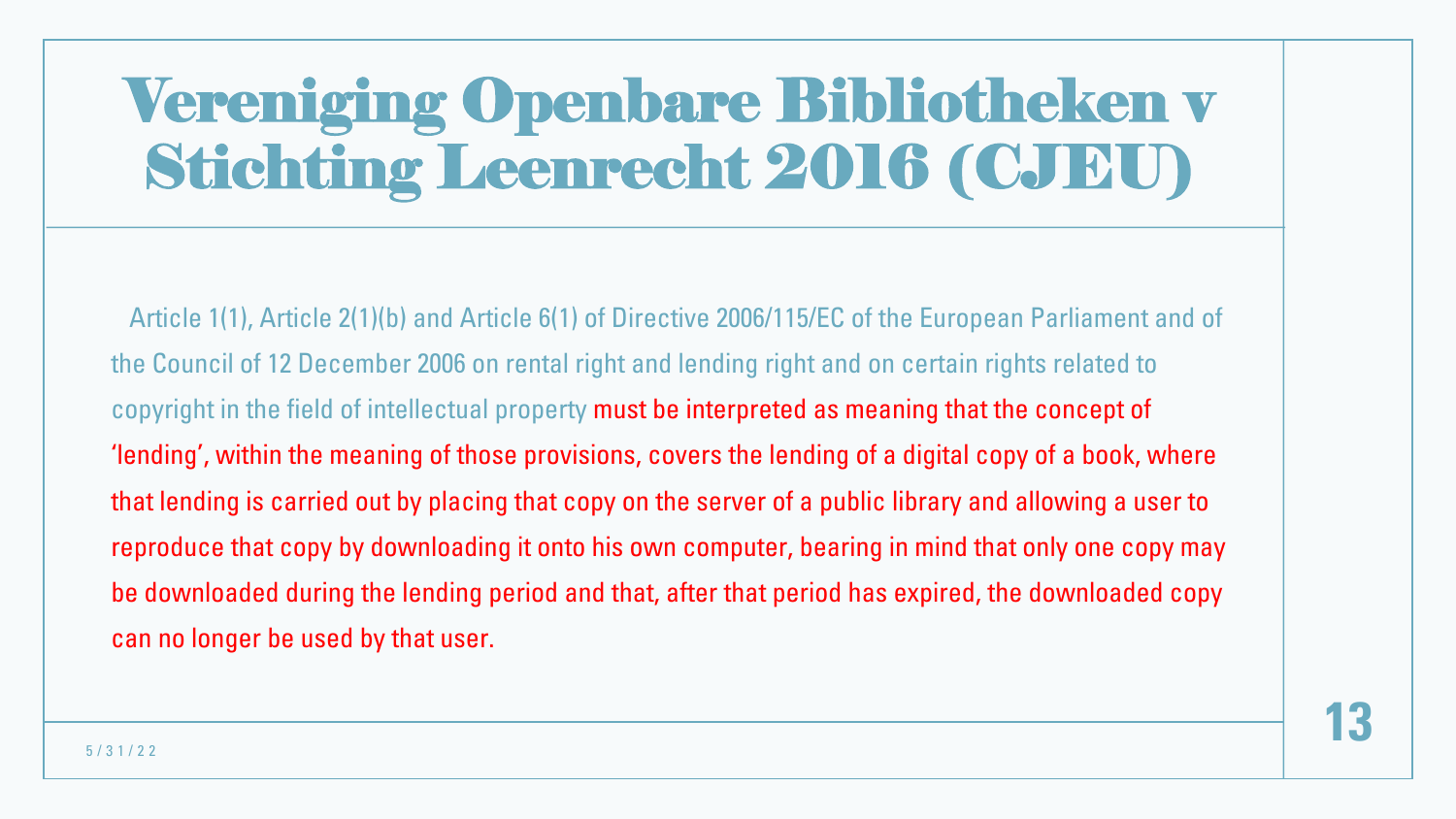# Vereniging Openbare Bibliotheken v Stichting Leenrecht 2016 (CJEU)

Article 1(1), Article 2(1)(b) and Article 6(1) of Directive 2006/115/EC of the European Parliament and of the Council of 12 December 2006 on rental right and lending right and on certain rights related to copyright in the field of intellectual property **must be interpreted as meaning that the concept of 'lending', within the meaning of those provisions, covers the lending of a digital copy of a book, where that lending is carried out by placing that copy on the server of a public library and allowing a user to reproduce that copy by downloading it onto his own computer, bearing in mind that only one copy may be downloaded during the lending period and that, after that period has expired, the downloaded copy can no longer be used by that user.**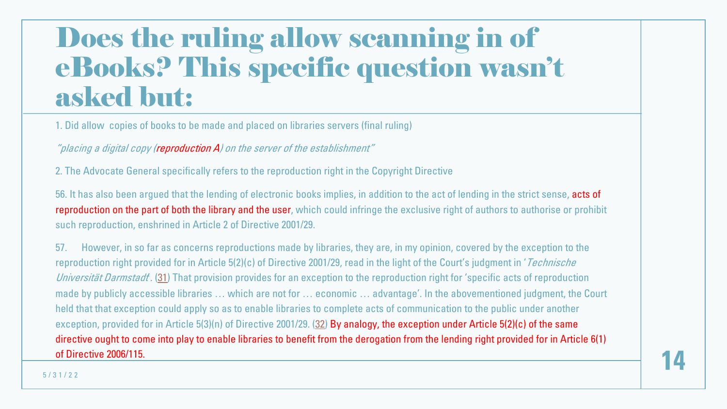# Does the ruling allow scanning in of eBooks? This specific question wasn't asked but:

1. Did allow copies of books to be made and placed on libraries servers (final ruling)

*"placing a digital copy (reproduction A) on the server of the establishment"*

2. The Advocate General specifically refers to the reproduction right in the Copyright Directive

56. It has also been argued that the lending of electronic books implies, in addition to the act of lending in the strict sense, acts of reproduction on the part of both the library and the user, which could infringe the exclusive right of authors to authorise or prohibit such reproduction, enshrined in Article 2 of Directive 2001/29.

57. However, in so far as concerns reproductions made by libraries, they are, in my opinion, covered by the exception to the reproduction right provided for in Article 5(2)(c) of Directive 2001/29, read in the light of the Court's judgment in '*Technische Universität Darmstadt*'. (31) That provision provides for an exception to the reproduction right for 'specific acts of reproduction made by publicly accessible libraries … which are not for … economic … advantage'. In the abovementioned judgment, the Court held that that exception could apply so as to enable libraries to complete acts of communication to the public under another exception, provided for in Article 5(3)(n) of Directive 2001/29. (32) By analogy, the exception under Article 5(2)(c) of the same directive ought to come into play to enable libraries to benefit from the derogation from the lending right provided for in Article 6(1) of Directive 2006/115.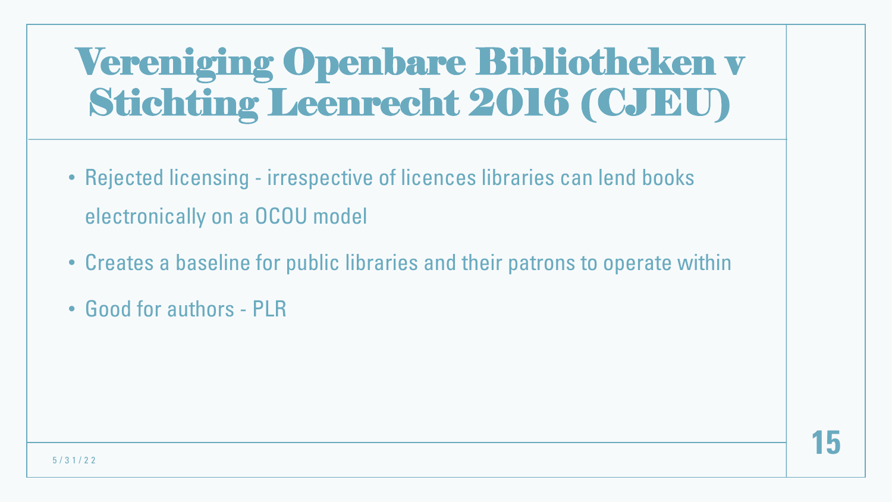# Vereniging Openbare Bibliotheken v Stichting Leenrecht 2016 (CJEU)

- Rejected licensing - irrespective of licences libraries can lend books electronically on a OCOU model
- Creates a baseline for public libraries and their patrons to operate within
- Good for authors - PLR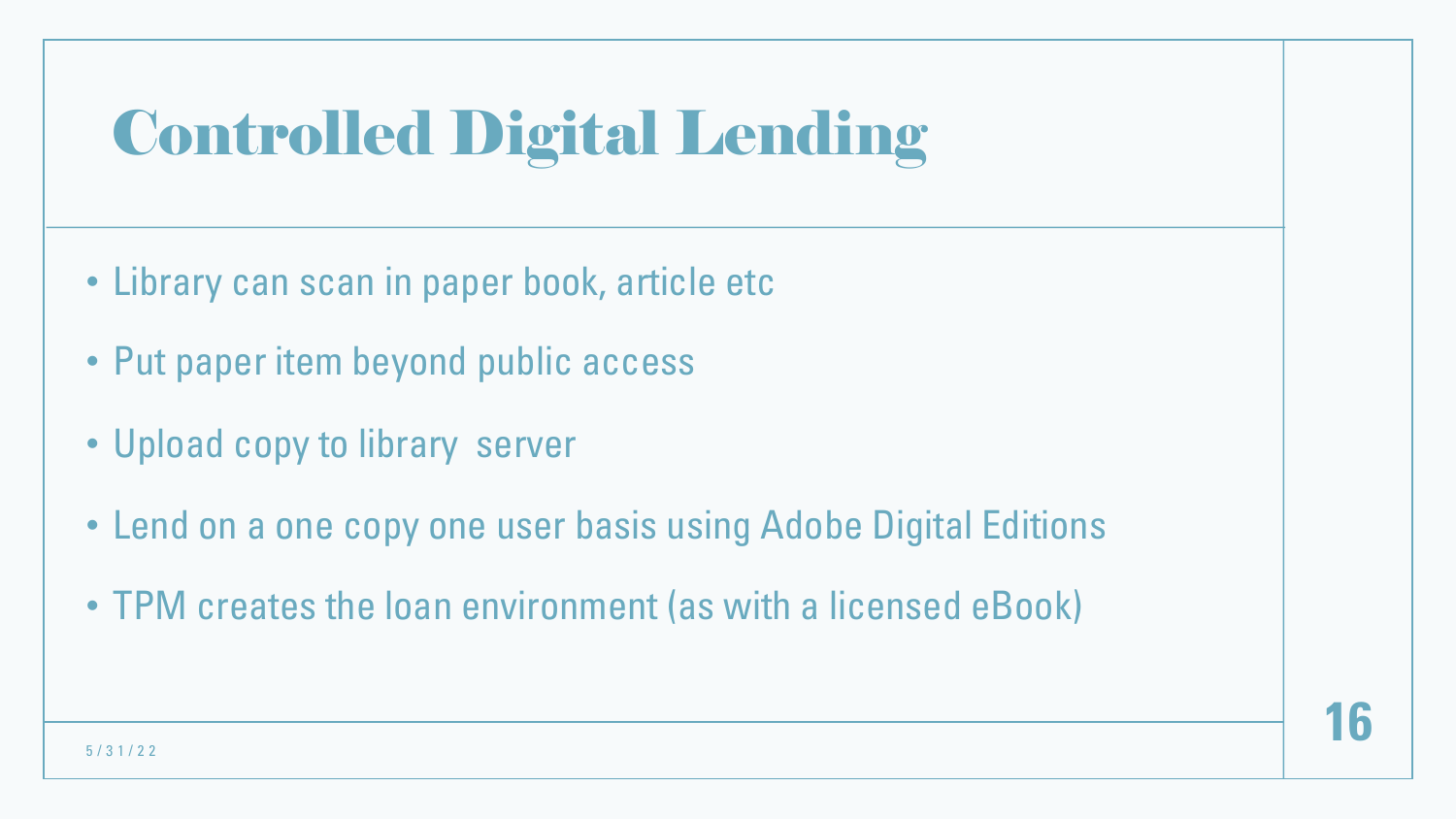# Controlled Digital Lending

- Library can scan in paper book, article etc
- Put paper item beyond public access
- Upload copy to library  server
- Lend on a one copy one user basis using Adobe Digital Editions
- TPM creates the loan environment (as with a licensed eBook)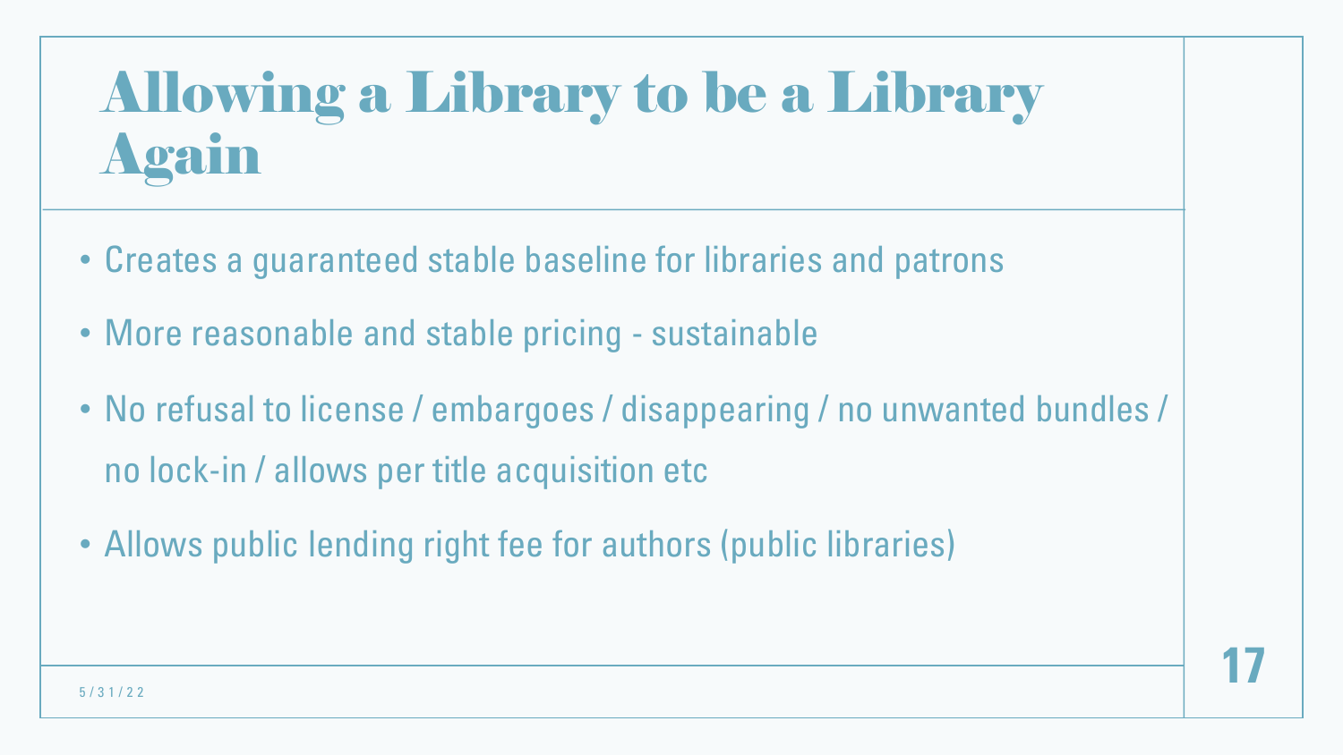# Allowing a Library to be a Library Again

- Creates a guaranteed stable baseline for libraries and patrons
- More reasonable and stable pricing - sustainable
- No refusal to license / embargoes / disappearing / no unwanted bundles / no lock-in / allows per title acquisition etc
- Allows public lending right fee for authors (public libraries)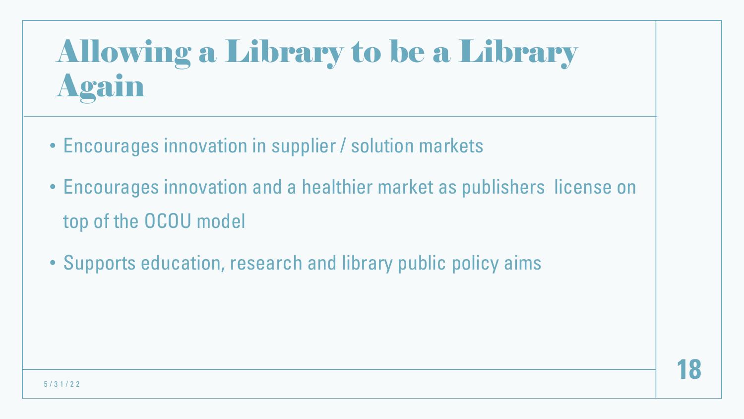# Allowing a Library to be a Library Again

- Encourages innovation in supplier / solution markets
- Encourages innovation and a healthier market as publishers  license on top of the OCOU model
- Supports education, research and library public policy aims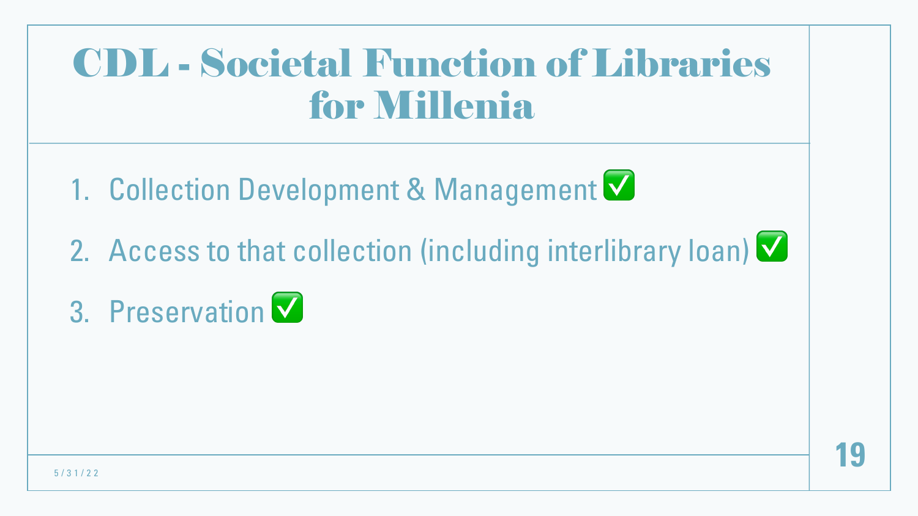# CDL - Societal Function of Libraries for Millenia

1. Collection Development & Management ✅
2. Access to that collection (including interlibrary loan) ✅
3. Preservation ✅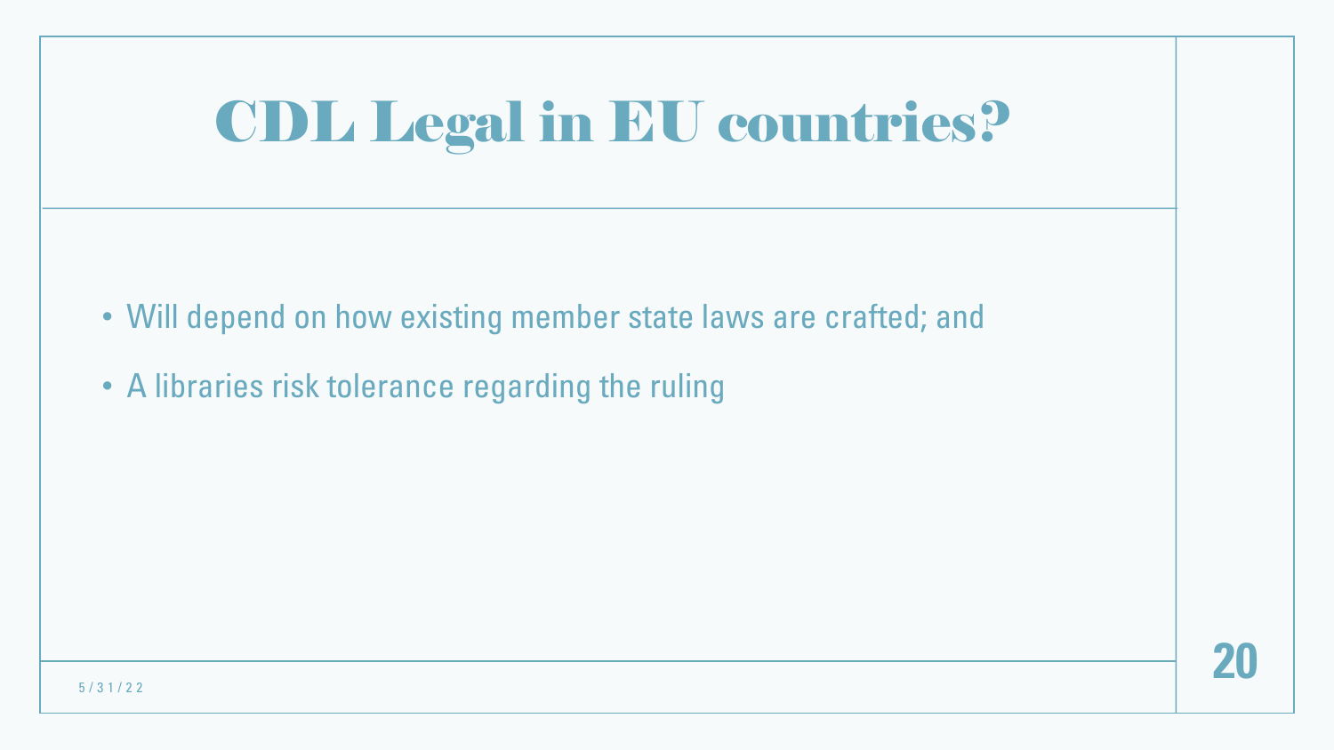# CDL Legal in EU countries?

- Will depend on how existing member state laws are crafted; and
- A libraries risk tolerance regarding the ruling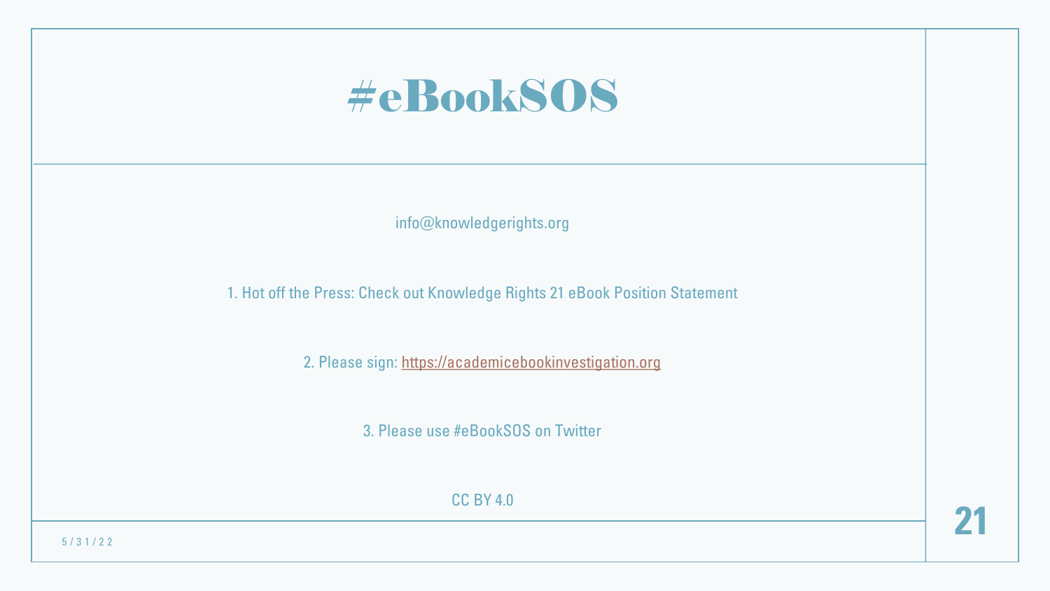# #eBookSOS

info@knowledgerights.org

1. Hot off the Press: Check out Knowledge Rights 21 eBook Position Statement

2. Please sign: https://academicebookinvestigation.org

3. Please use #eBookSOS on Twitter

CC BY 4.0